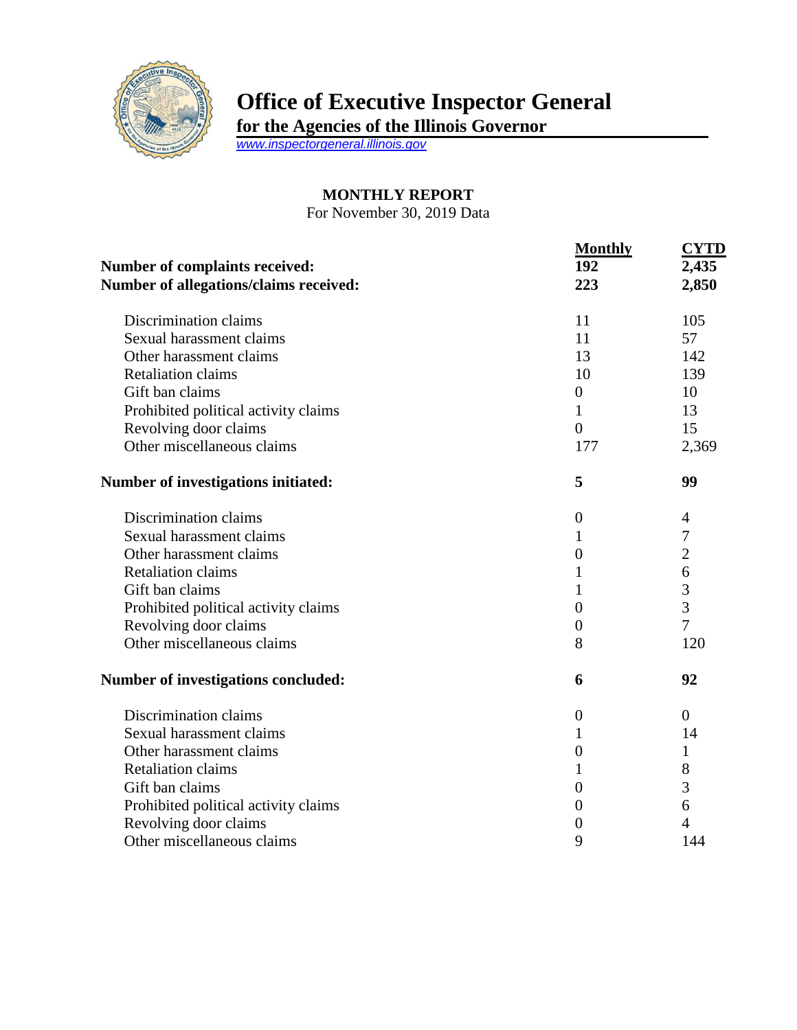# Office of Executive Inspector General

**for the Agencies of the Illinois Governor**

www.inspectorgeneral.illinois.gov

## MONTHLY REPORT

For November 30, 2019 Data

| | Monthly | CYTD |
|---|---|---|
| **Number of complaints received:** | **192** | **2,435** |
| **Number of allegations/claims received:** | **223** | **2,850** |
| Discrimination claims | 11 | 105 |
| Sexual harassment claims | 11 | 57 |
| Other harassment claims | 13 | 142 |
| Retaliation claims | 10 | 139 |
| Gift ban claims | 0 | 10 |
| Prohibited political activity claims | 1 | 13 |
| Revolving door claims | 0 | 15 |
| Other miscellaneous claims | 177 | 2,369 |
| **Number of investigations initiated:** | **5** | **99** |
| Discrimination claims | 0 | 4 |
| Sexual harassment claims | 1 | 7 |
| Other harassment claims | 0 | 2 |
| Retaliation claims | 1 | 6 |
| Gift ban claims | 1 | 3 |
| Prohibited political activity claims | 0 | 3 |
| Revolving door claims | 0 | 7 |
| Other miscellaneous claims | 8 | 120 |
| **Number of investigations concluded:** | **6** | **92** |
| Discrimination claims | 0 | 0 |
| Sexual harassment claims | 1 | 14 |
| Other harassment claims | 0 | 1 |
| Retaliation claims | 1 | 8 |
| Gift ban claims | 0 | 3 |
| Prohibited political activity claims | 0 | 6 |
| Revolving door claims | 0 | 4 |
| Other miscellaneous claims | 9 | 144 |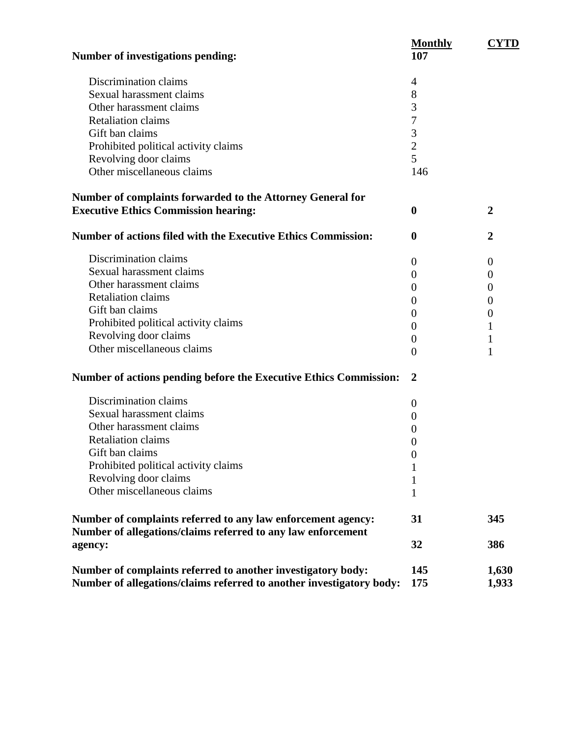| | Monthly | CYTD |
|---|---|---|
| **Number of investigations pending:** | **107** | |
| Discrimination claims | 4 | |
| Sexual harassment claims | 8 | |
| Other harassment claims | 3 | |
| Retaliation claims | 7 | |
| Gift ban claims | 3 | |
| Prohibited political activity claims | 2 | |
| Revolving door claims | 5 | |
| Other miscellaneous claims | 146 | |
| **Number of complaints forwarded to the Attorney General for Executive Ethics Commission hearing:** | **0** | **2** |
| **Number of actions filed with the Executive Ethics Commission:** | **0** | **2** |
| Discrimination claims | 0 | 0 |
| Sexual harassment claims | 0 | 0 |
| Other harassment claims | 0 | 0 |
| Retaliation claims | 0 | 0 |
| Gift ban claims | 0 | 0 |
| Prohibited political activity claims | 0 | 1 |
| Revolving door claims | 0 | 1 |
| Other miscellaneous claims | 0 | 1 |
| **Number of actions pending before the Executive Ethics Commission:** | **2** | |
| Discrimination claims | 0 | |
| Sexual harassment claims | 0 | |
| Other harassment claims | 0 | |
| Retaliation claims | 0 | |
| Gift ban claims | 0 | |
| Prohibited political activity claims | 1 | |
| Revolving door claims | 1 | |
| Other miscellaneous claims | 1 | |
| **Number of complaints referred to any law enforcement agency:** | **31** | **345** |
| **Number of allegations/claims referred to any law enforcement agency:** | **32** | **386** |
| **Number of complaints referred to another investigatory body:** | **145** | **1,630** |
| **Number of allegations/claims referred to another investigatory body:** | **175** | **1,933** |